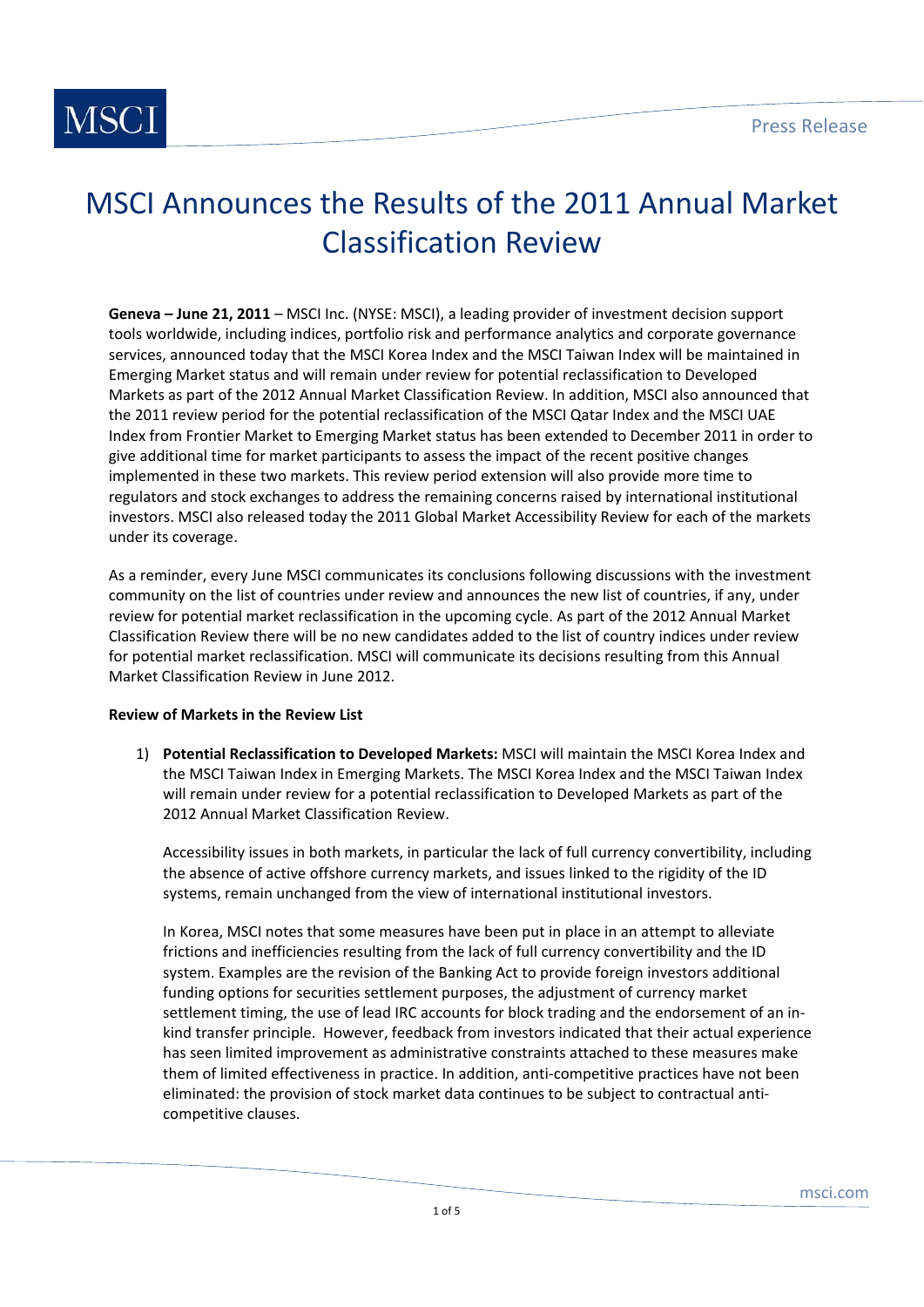# MSCI Announces the Results of the 2011 Annual Market Classification Review

**Geneva – June 21, 2011** – MSCI Inc. (NYSE: MSCI), a leading provider of investment decision support tools worldwide, including indices, portfolio risk and performance analytics and corporate governance services, announced today that the MSCI Korea Index and the MSCI Taiwan Index will be maintained in Emerging Market status and will remain under review for potential reclassification to Developed Markets as part of the 2012 Annual Market Classification Review. In addition, MSCI also announced that the 2011 review period for the potential reclassification of the MSCI Qatar Index and the MSCI UAE Index from Frontier Market to Emerging Market status has been extended to December 2011 in order to give additional time for market participants to assess the impact of the recent positive changes implemented in these two markets. This review period extension will also provide more time to regulators and stock exchanges to address the remaining concerns raised by international institutional investors. MSCI also released today the 2011 Global Market Accessibility Review for each of the markets under its coverage.

As a reminder, every June MSCI communicates its conclusions following discussions with the investment community on the list of countries under review and announces the new list of countries, if any, under review for potential market reclassification in the upcoming cycle. As part of the 2012 Annual Market Classification Review there will be no new candidates added to the list of country indices under review for potential market reclassification. MSCI will communicate its decisions resulting from this Annual Market Classification Review in June 2012.

**Review of Markets in the Review List**

1) **Potential Reclassification to Developed Markets:** MSCI will maintain the MSCI Korea Index and the MSCI Taiwan Index in Emerging Markets. The MSCI Korea Index and the MSCI Taiwan Index will remain under review for a potential reclassification to Developed Markets as part of the 2012 Annual Market Classification Review.

   Accessibility issues in both markets, in particular the lack of full currency convertibility, including the absence of active offshore currency markets, and issues linked to the rigidity of the ID systems, remain unchanged from the view of international institutional investors.

   In Korea, MSCI notes that some measures have been put in place in an attempt to alleviate frictions and inefficiencies resulting from the lack of full currency convertibility and the ID system. Examples are the revision of the Banking Act to provide foreign investors additional funding options for securities settlement purposes, the adjustment of currency market settlement timing, the use of lead IRC accounts for block trading and the endorsement of an in-kind transfer principle. However, feedback from investors indicated that their actual experience has seen limited improvement as administrative constraints attached to these measures make them of limited effectiveness in practice. In addition, anti-competitive practices have not been eliminated: the provision of stock market data continues to be subject to contractual anti-competitive clauses.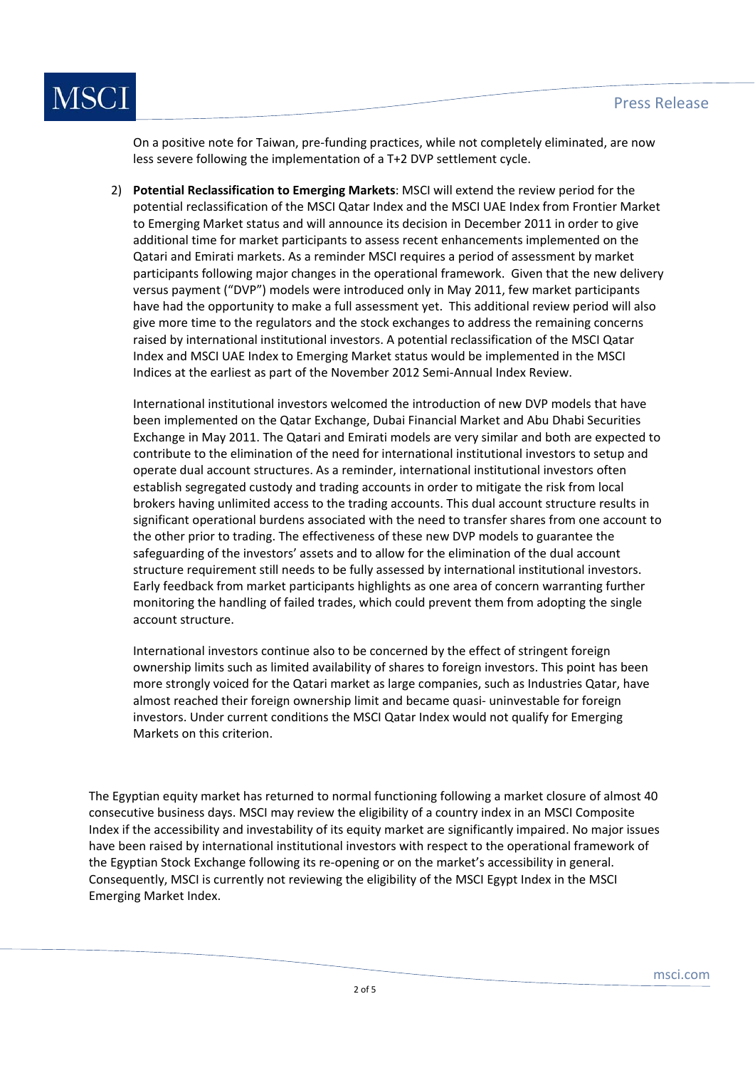On a positive note for Taiwan, pre-funding practices, while not completely eliminated, are now less severe following the implementation of a T+2 DVP settlement cycle.

2) **Potential Reclassification to Emerging Markets**: MSCI will extend the review period for the potential reclassification of the MSCI Qatar Index and the MSCI UAE Index from Frontier Market to Emerging Market status and will announce its decision in December 2011 in order to give additional time for market participants to assess recent enhancements implemented on the Qatari and Emirati markets. As a reminder MSCI requires a period of assessment by market participants following major changes in the operational framework. Given that the new delivery versus payment ("DVP") models were introduced only in May 2011, few market participants have had the opportunity to make a full assessment yet. This additional review period will also give more time to the regulators and the stock exchanges to address the remaining concerns raised by international institutional investors. A potential reclassification of the MSCI Qatar Index and MSCI UAE Index to Emerging Market status would be implemented in the MSCI Indices at the earliest as part of the November 2012 Semi-Annual Index Review.

   International institutional investors welcomed the introduction of new DVP models that have been implemented on the Qatar Exchange, Dubai Financial Market and Abu Dhabi Securities Exchange in May 2011. The Qatari and Emirati models are very similar and both are expected to contribute to the elimination of the need for international institutional investors to setup and operate dual account structures. As a reminder, international institutional investors often establish segregated custody and trading accounts in order to mitigate the risk from local brokers having unlimited access to the trading accounts. This dual account structure results in significant operational burdens associated with the need to transfer shares from one account to the other prior to trading. The effectiveness of these new DVP models to guarantee the safeguarding of the investors' assets and to allow for the elimination of the dual account structure requirement still needs to be fully assessed by international institutional investors. Early feedback from market participants highlights as one area of concern warranting further monitoring the handling of failed trades, which could prevent them from adopting the single account structure.

   International investors continue also to be concerned by the effect of stringent foreign ownership limits such as limited availability of shares to foreign investors. This point has been more strongly voiced for the Qatari market as large companies, such as Industries Qatar, have almost reached their foreign ownership limit and became quasi- uninvestable for foreign investors. Under current conditions the MSCI Qatar Index would not qualify for Emerging Markets on this criterion.

The Egyptian equity market has returned to normal functioning following a market closure of almost 40 consecutive business days. MSCI may review the eligibility of a country index in an MSCI Composite Index if the accessibility and investability of its equity market are significantly impaired. No major issues have been raised by international institutional investors with respect to the operational framework of the Egyptian Stock Exchange following its re-opening or on the market's accessibility in general. Consequently, MSCI is currently not reviewing the eligibility of the MSCI Egypt Index in the MSCI Emerging Market Index.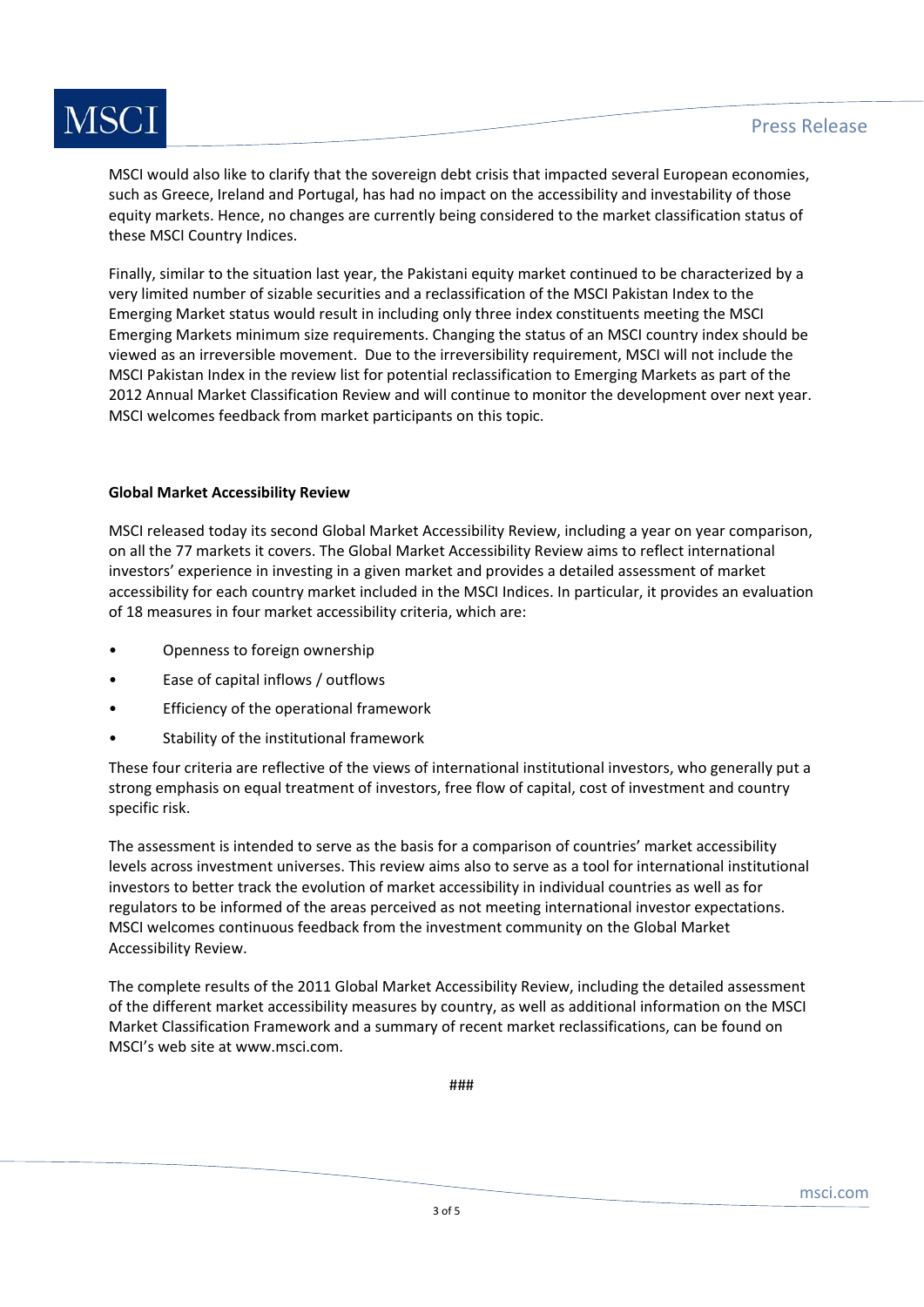MSCI would also like to clarify that the sovereign debt crisis that impacted several European economies, such as Greece, Ireland and Portugal, has had no impact on the accessibility and investability of those equity markets. Hence, no changes are currently being considered to the market classification status of these MSCI Country Indices.

Finally, similar to the situation last year, the Pakistani equity market continued to be characterized by a very limited number of sizable securities and a reclassification of the MSCI Pakistan Index to the Emerging Market status would result in including only three index constituents meeting the MSCI Emerging Markets minimum size requirements. Changing the status of an MSCI country index should be viewed as an irreversible movement. Due to the irreversibility requirement, MSCI will not include the MSCI Pakistan Index in the review list for potential reclassification to Emerging Markets as part of the 2012 Annual Market Classification Review and will continue to monitor the development over next year. MSCI welcomes feedback from market participants on this topic.

**Global Market Accessibility Review**

MSCI released today its second Global Market Accessibility Review, including a year on year comparison, on all the 77 markets it covers. The Global Market Accessibility Review aims to reflect international investors' experience in investing in a given market and provides a detailed assessment of market accessibility for each country market included in the MSCI Indices. In particular, it provides an evaluation of 18 measures in four market accessibility criteria, which are:

- Openness to foreign ownership
- Ease of capital inflows / outflows
- Efficiency of the operational framework
- Stability of the institutional framework

These four criteria are reflective of the views of international institutional investors, who generally put a strong emphasis on equal treatment of investors, free flow of capital, cost of investment and country specific risk.

The assessment is intended to serve as the basis for a comparison of countries' market accessibility levels across investment universes. This review aims also to serve as a tool for international institutional investors to better track the evolution of market accessibility in individual countries as well as for regulators to be informed of the areas perceived as not meeting international investor expectations. MSCI welcomes continuous feedback from the investment community on the Global Market Accessibility Review.

The complete results of the 2011 Global Market Accessibility Review, including the detailed assessment of the different market accessibility measures by country, as well as additional information on the MSCI Market Classification Framework and a summary of recent market reclassifications, can be found on MSCI's web site at www.msci.com.

###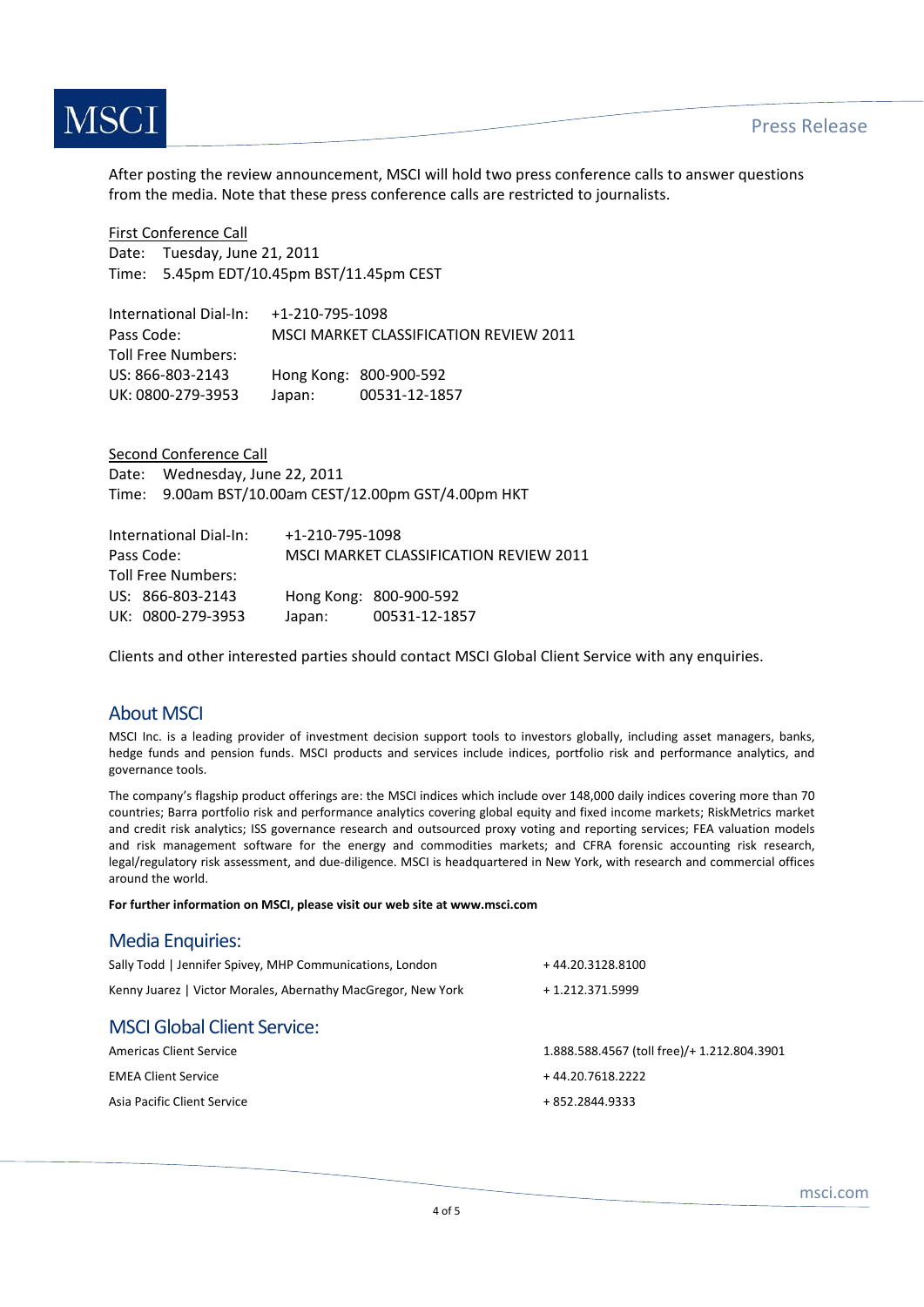After posting the review announcement, MSCI will hold two press conference calls to answer questions from the media. Note that these press conference calls are restricted to journalists.

First Conference Call

Date: Tuesday, June 21, 2011

Time: 5.45pm EDT/10.45pm BST/11.45pm CEST

International Dial-In: +1-210-795-1098

Pass Code: MSCI MARKET CLASSIFICATION REVIEW 2011

Toll Free Numbers:

US: 866-803-2143 Hong Kong: 800-900-592

UK: 0800-279-3953 Japan: 00531-12-1857

Second Conference Call

Date: Wednesday, June 22, 2011

Time: 9.00am BST/10.00am CEST/12.00pm GST/4.00pm HKT

International Dial-In: +1-210-795-1098

Pass Code: MSCI MARKET CLASSIFICATION REVIEW 2011

Toll Free Numbers:

US: 866-803-2143 Hong Kong: 800-900-592

UK: 0800-279-3953 Japan: 00531-12-1857

Clients and other interested parties should contact MSCI Global Client Service with any enquiries.

## About MSCI

MSCI Inc. is a leading provider of investment decision support tools to investors globally, including asset managers, banks, hedge funds and pension funds. MSCI products and services include indices, portfolio risk and performance analytics, and governance tools.

The company's flagship product offerings are: the MSCI indices which include over 148,000 daily indices covering more than 70 countries; Barra portfolio risk and performance analytics covering global equity and fixed income markets; RiskMetrics market and credit risk analytics; ISS governance research and outsourced proxy voting and reporting services; FEA valuation models and risk management software for the energy and commodities markets; and CFRA forensic accounting risk research, legal/regulatory risk assessment, and due-diligence. MSCI is headquartered in New York, with research and commercial offices around the world.

**For further information on MSCI, please visit our web site at www.msci.com**

## Media Enquiries:

| | |
|---|---|
| Sally Todd \| Jennifer Spivey, MHP Communications, London | + 44.20.3128.8100 |
| Kenny Juarez \| Victor Morales, Abernathy MacGregor, New York | + 1.212.371.5999 |

## MSCI Global Client Service:

| | |
|---|---|
| Americas Client Service | 1.888.588.4567 (toll free)/+ 1.212.804.3901 |
| EMEA Client Service | + 44.20.7618.2222 |
| Asia Pacific Client Service | + 852.2844.9333 |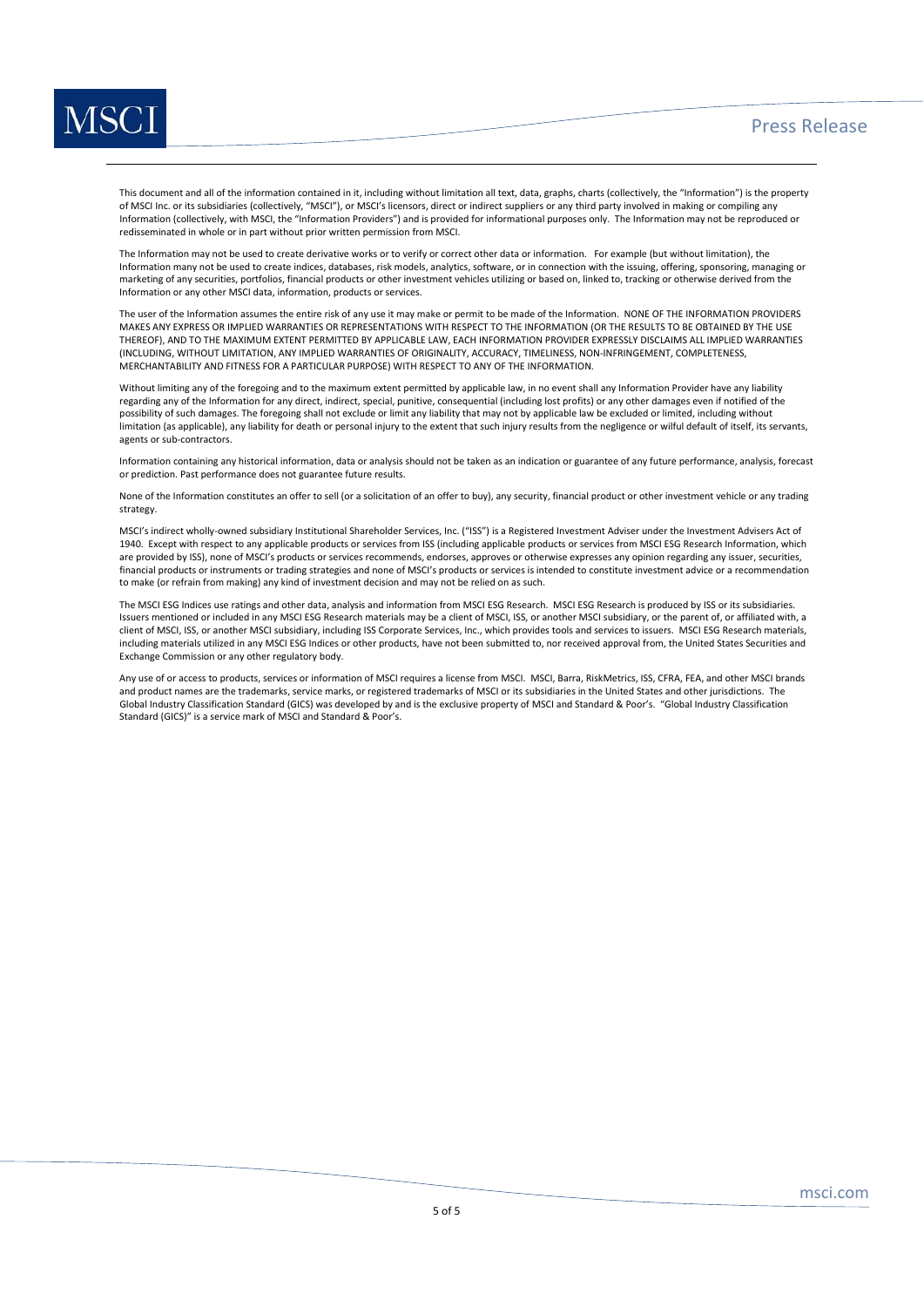This document and all of the information contained in it, including without limitation all text, data, graphs, charts (collectively, the "Information") is the property of MSCI Inc. or its subsidiaries (collectively, "MSCI"), or MSCI's licensors, direct or indirect suppliers or any third party involved in making or compiling any Information (collectively, with MSCI, the "Information Providers") and is provided for informational purposes only. The Information may not be reproduced or redisseminated in whole or in part without prior written permission from MSCI.

The Information may not be used to create derivative works or to verify or correct other data or information. For example (but without limitation), the Information many not be used to create indices, databases, risk models, analytics, software, or in connection with the issuing, offering, sponsoring, managing or marketing of any securities, portfolios, financial products or other investment vehicles utilizing or based on, linked to, tracking or otherwise derived from the Information or any other MSCI data, information, products or services.

The user of the Information assumes the entire risk of any use it may make or permit to be made of the Information. NONE OF THE INFORMATION PROVIDERS MAKES ANY EXPRESS OR IMPLIED WARRANTIES OR REPRESENTATIONS WITH RESPECT TO THE INFORMATION (OR THE RESULTS TO BE OBTAINED BY THE USE THEREOF), AND TO THE MAXIMUM EXTENT PERMITTED BY APPLICABLE LAW, EACH INFORMATION PROVIDER EXPRESSLY DISCLAIMS ALL IMPLIED WARRANTIES (INCLUDING, WITHOUT LIMITATION, ANY IMPLIED WARRANTIES OF ORIGINALITY, ACCURACY, TIMELINESS, NON-INFRINGEMENT, COMPLETENESS, MERCHANTABILITY AND FITNESS FOR A PARTICULAR PURPOSE) WITH RESPECT TO ANY OF THE INFORMATION.

Without limiting any of the foregoing and to the maximum extent permitted by applicable law, in no event shall any Information Provider have any liability regarding any of the Information for any direct, indirect, special, punitive, consequential (including lost profits) or any other damages even if notified of the possibility of such damages. The foregoing shall not exclude or limit any liability that may not by applicable law be excluded or limited, including without limitation (as applicable), any liability for death or personal injury to the extent that such injury results from the negligence or wilful default of itself, its servants, agents or sub-contractors.

Information containing any historical information, data or analysis should not be taken as an indication or guarantee of any future performance, analysis, forecast or prediction. Past performance does not guarantee future results.

None of the Information constitutes an offer to sell (or a solicitation of an offer to buy), any security, financial product or other investment vehicle or any trading strategy.

MSCI's indirect wholly-owned subsidiary Institutional Shareholder Services, Inc. ("ISS") is a Registered Investment Adviser under the Investment Advisers Act of 1940. Except with respect to any applicable products or services from ISS (including applicable products or services from MSCI ESG Research Information, which are provided by ISS), none of MSCI's products or services recommends, endorses, approves or otherwise expresses any opinion regarding any issuer, securities, financial products or instruments or trading strategies and none of MSCI's products or services is intended to constitute investment advice or a recommendation to make (or refrain from making) any kind of investment decision and may not be relied on as such.

The MSCI ESG Indices use ratings and other data, analysis and information from MSCI ESG Research. MSCI ESG Research is produced by ISS or its subsidiaries. Issuers mentioned or included in any MSCI ESG Research materials may be a client of MSCI, ISS, or another MSCI subsidiary, or the parent of, or affiliated with, a client of MSCI, ISS, or another MSCI subsidiary, including ISS Corporate Services, Inc., which provides tools and services to issuers. MSCI ESG Research materials, including materials utilized in any MSCI ESG Indices or other products, have not been submitted to, nor received approval from, the United States Securities and Exchange Commission or any other regulatory body.

Any use of or access to products, services or information of MSCI requires a license from MSCI. MSCI, Barra, RiskMetrics, ISS, CFRA, FEA, and other MSCI brands and product names are the trademarks, service marks, or registered trademarks of MSCI or its subsidiaries in the United States and other jurisdictions. The Global Industry Classification Standard (GICS) was developed by and is the exclusive property of MSCI and Standard & Poor's. "Global Industry Classification Standard (GICS)" is a service mark of MSCI and Standard & Poor's.